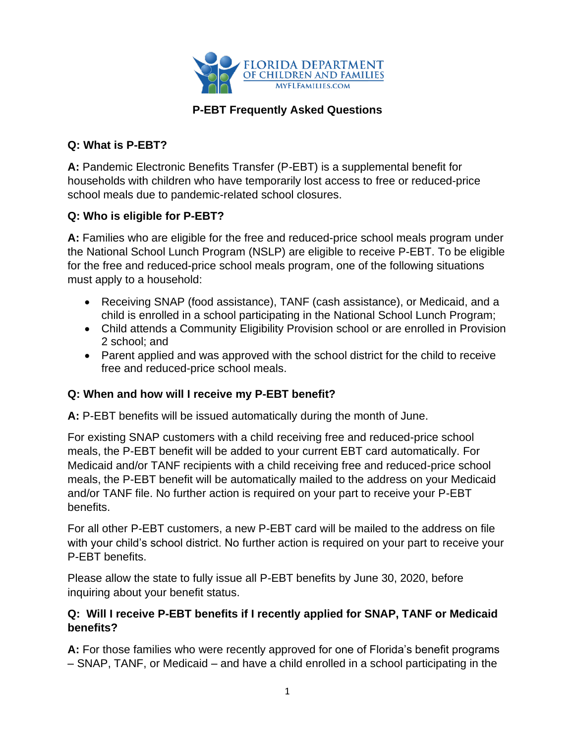FLORIDA DEPARTMENT OF CHILDREN AND FAMILIES
MYFLFAMILIES.COM

# P-EBT Frequently Asked Questions

**Q: What is P-EBT?**

**A:** Pandemic Electronic Benefits Transfer (P-EBT) is a supplemental benefit for households with children who have temporarily lost access to free or reduced-price school meals due to pandemic-related school closures.

**Q: Who is eligible for P-EBT?**

**A:** Families who are eligible for the free and reduced-price school meals program under the National School Lunch Program (NSLP) are eligible to receive P-EBT. To be eligible for the free and reduced-price school meals program, one of the following situations must apply to a household:

- Receiving SNAP (food assistance), TANF (cash assistance), or Medicaid, and a child is enrolled in a school participating in the National School Lunch Program;
- Child attends a Community Eligibility Provision school or are enrolled in Provision 2 school; and
- Parent applied and was approved with the school district for the child to receive free and reduced-price school meals.

**Q: When and how will I receive my P-EBT benefit?**

**A:** P-EBT benefits will be issued automatically during the month of June.

For existing SNAP customers with a child receiving free and reduced-price school meals, the P-EBT benefit will be added to your current EBT card automatically. For Medicaid and/or TANF recipients with a child receiving free and reduced-price school meals, the P-EBT benefit will be automatically mailed to the address on your Medicaid and/or TANF file. No further action is required on your part to receive your P-EBT benefits.

For all other P-EBT customers, a new P-EBT card will be mailed to the address on file with your child's school district. No further action is required on your part to receive your P-EBT benefits.

Please allow the state to fully issue all P-EBT benefits by June 30, 2020, before inquiring about your benefit status.

**Q: Will I receive P-EBT benefits if I recently applied for SNAP, TANF or Medicaid benefits?**

**A:** For those families who were recently approved for one of Florida's benefit programs – SNAP, TANF, or Medicaid – and have a child enrolled in a school participating in the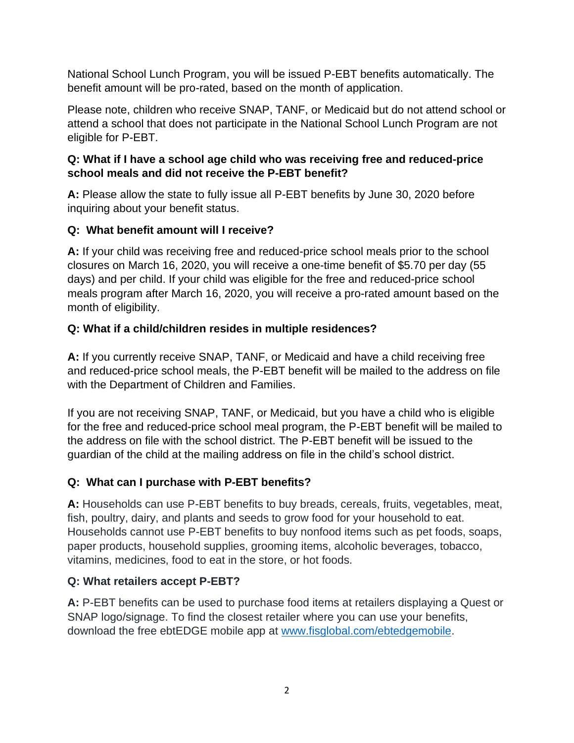National School Lunch Program, you will be issued P-EBT benefits automatically. The benefit amount will be pro-rated, based on the month of application.

Please note, children who receive SNAP, TANF, or Medicaid but do not attend school or attend a school that does not participate in the National School Lunch Program are not eligible for P-EBT.

**Q: What if I have a school age child who was receiving free and reduced-price school meals and did not receive the P-EBT benefit?**

**A:** Please allow the state to fully issue all P-EBT benefits by June 30, 2020 before inquiring about your benefit status.

**Q: What benefit amount will I receive?**

**A:** If your child was receiving free and reduced-price school meals prior to the school closures on March 16, 2020, you will receive a one-time benefit of $5.70 per day (55 days) and per child. If your child was eligible for the free and reduced-price school meals program after March 16, 2020, you will receive a pro-rated amount based on the month of eligibility.

**Q: What if a child/children resides in multiple residences?**

**A:** If you currently receive SNAP, TANF, or Medicaid and have a child receiving free and reduced-price school meals, the P-EBT benefit will be mailed to the address on file with the Department of Children and Families.

If you are not receiving SNAP, TANF, or Medicaid, but you have a child who is eligible for the free and reduced-price school meal program, the P-EBT benefit will be mailed to the address on file with the school district. The P-EBT benefit will be issued to the guardian of the child at the mailing address on file in the child's school district.

**Q: What can I purchase with P-EBT benefits?**

**A:** Households can use P-EBT benefits to buy breads, cereals, fruits, vegetables, meat, fish, poultry, dairy, and plants and seeds to grow food for your household to eat. Households cannot use P-EBT benefits to buy nonfood items such as pet foods, soaps, paper products, household supplies, grooming items, alcoholic beverages, tobacco, vitamins, medicines, food to eat in the store, or hot foods.

**Q: What retailers accept P-EBT?**

**A:** P-EBT benefits can be used to purchase food items at retailers displaying a Quest or SNAP logo/signage. To find the closest retailer where you can use your benefits, download the free ebtEDGE mobile app at [www.fisglobal.com/ebtedgemobile](www.fisglobal.com/ebtedgemobile).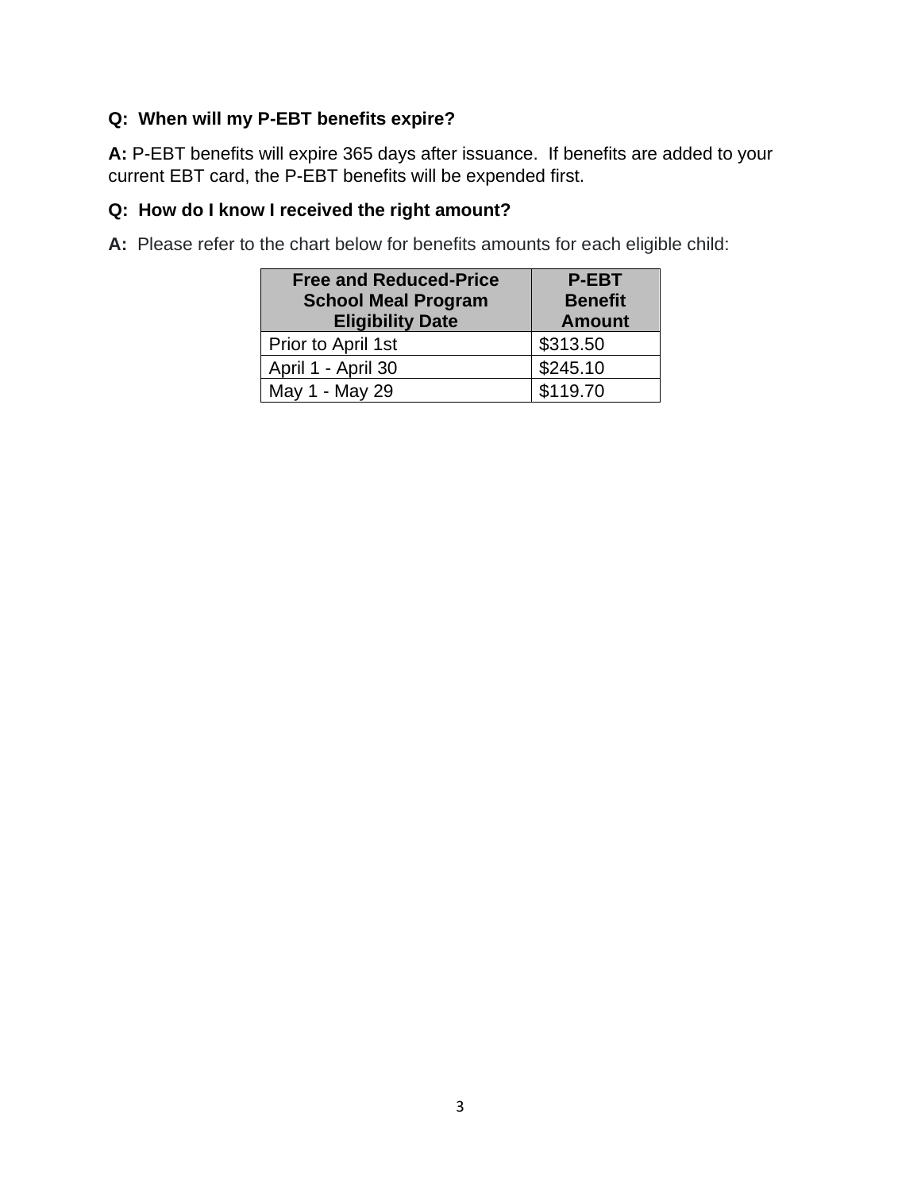**Q: When will my P-EBT benefits expire?**

**A:** P-EBT benefits will expire 365 days after issuance. If benefits are added to your current EBT card, the P-EBT benefits will be expended first.

**Q: How do I know I received the right amount?**

**A:** Please refer to the chart below for benefits amounts for each eligible child:

| Free and Reduced-Price School Meal Program Eligibility Date | P-EBT Benefit Amount |
|---|---|
| Prior to April 1st | $313.50 |
| April 1 - April 30 | $245.10 |
| May 1 - May 29 | $119.70 |